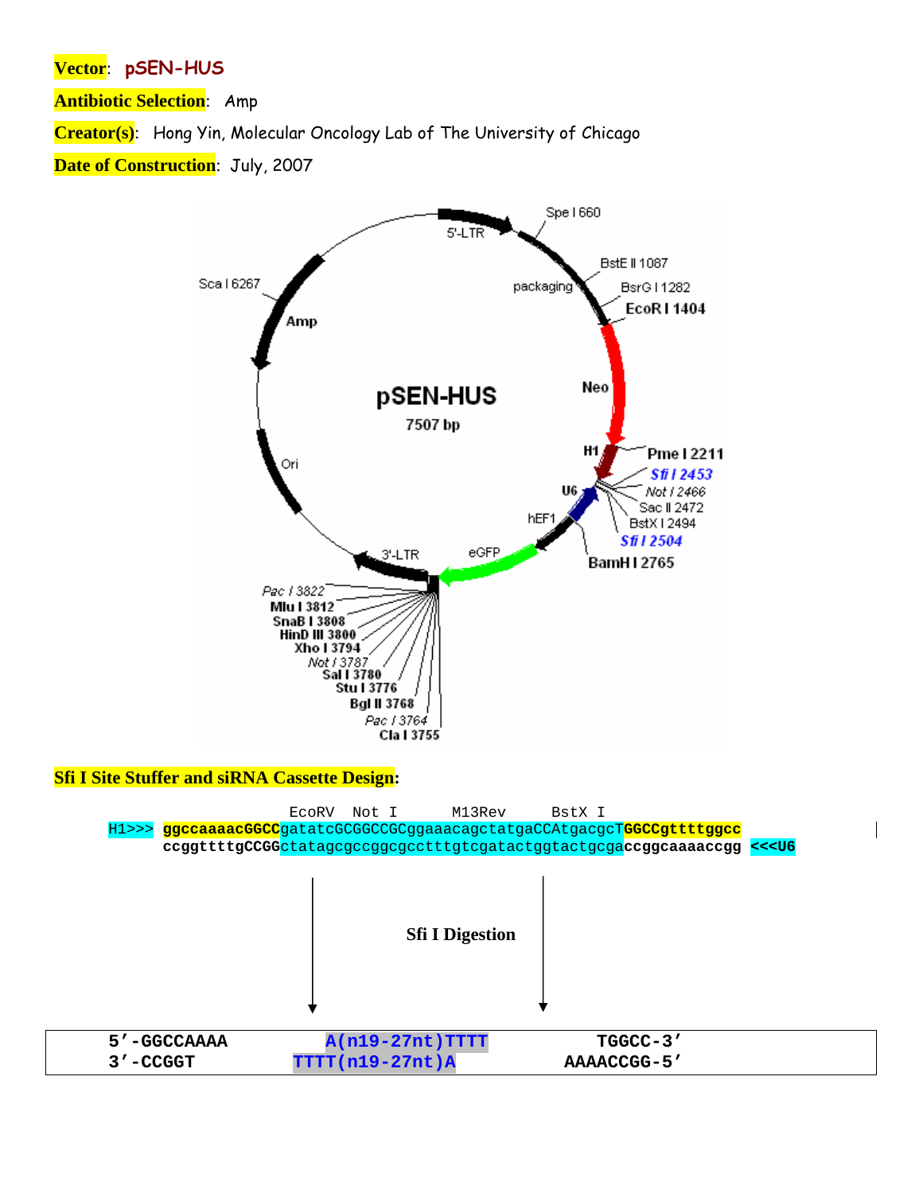**Vector**: pSEN-HUS

**Antibiotic Selection**: Amp

**Creator(s)**: Hong Yin, Molecular Oncology Lab of The University of Chicago

**Date of Construction**: July, 2007

pSEN-HUS
7507 bp

5'-LTR, Spe I 660, packaging, BstE II 1087, BsrG I 1282, EcoR I 1404, Neo, H1, Pme I 2211, *Sfi I 2453*, *Not I 2466*, Sac II 2472, BstX I 2494, *Sfi I 2504*, U6, hEF1, BamH I 2765, eGFP, 3'-LTR, *Pac I 3822*, Mlu I 3812, SnaB I 3808, HinD III 3800, Xho I 3794, *Not I 3787*, Sal I 3780, Stu I 3776, Bgl II 3768, *Pac I 3764*, Cla I 3755, Ori, Amp, Sca I 6267

**Sfi I Site Stuffer and siRNA Cassette Design:**

```
                         EcoRV  Not I       M13Rev      BstX I
H1>>>  ggccaaaacGGCCgatatcGCGGCCGCggaaacagctatgaCCAtgacgcTGGCCgttttggcc
       ccggttttgCCGGctatagcgccggcgcctttgtcgatactggtactgcgaccggcaaaaccgg  <<<U6
```

Sfi I Digestion

```
5'-GGCCAAAA         A(n19-27nt)TTTT         TGGCC-3'
3'-CCGGT         TTTT(n19-27nt)A         AAAACCGG-5'
```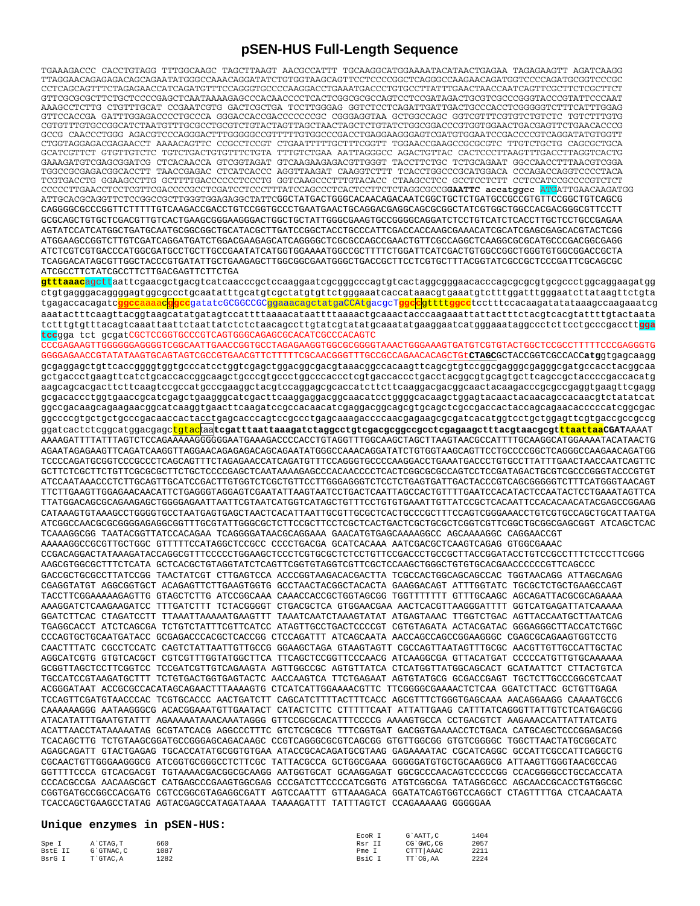# pSEN-HUS Full-Length Sequence

```
TGAAAGACCC CACCTGTAGG TTTGGCAAGC TAGCTTAAGT AACGCCATTT TGCAAGGCATGGAAAAATACATAACTGAGAA TAGAGAAGTT AGATCAAGG
TTAGGAACAGAGAGACAGCAGAATATGGGCCAAACAGGATATCTGTGGTAAGCAGTTCCTCCCCGGCTCAGGGCCAAGAACAGATGGTCCCCAGATGCGGTCCCGC
CCTCAGCAGTTTCTAGAGAACCATCAGATGTTTCCAGGGTGCCCCAAGGACCTGAAATGACCCTGTGCCTTATTTGAACTAACCAATCAGTTCGCTTCTCGCTTCT
GTTCGCGCGCTTCTGCTCCCCGAGCTCAATAAAAGAGCCCACAACCCCTCACTCGGCGCGCCAGTCCTCCGATAGACTGCGTCGCCCGGGTACCCGTATTCCCAAT
AAAGCCTCTTG CTGTTTGCAT CCGAATCGTG GACTCGCTGA TCCTTGGGAG GGTCTCCTCAGATTGATTGACTGCCCACCTCGGGGGTCTTTCATTTGGAG
GTTCCACCGA GATTTGGAGACCCCTGCCCA GGGACCACCGACCCCCCCGC CGGGAGGTAA GCTGGCCAGC GGTCGTTTCGTGTCTGTCTC TGTCTTTGTG
CGTGTTTGTGCCGGCATCTAATGTTTGCGCCTGCGTCTGTACTAGTTAGCTAACTAGCTCTGTATCTGGCGGACCCGTGGTGGAACTGACGAGTTCTGAACACCCG
GCCG CAACCCTGGG AGACGTCCCAGGGACTTTGGGGGCCGTTTTTGTGGCCCGACCTGAGGAAGGGAGTCGATGTGGAATCCGACCCCGTCAGGATATGTGGTT
CTGGTAGGAGACGAGAACCT AAAACAGTTC CCGCCTCCGT CTGAATTTTTGCTTTCGGTT TGGAACCGAAGCCGCGCGTC TTGTCTGCTG CAGCGCTGCA
GCATCGTTCT GTGTTGTCTC TGTCTGACTGTGTTTCTGTA TTTGTCTGAA AATTAGGGCC AGACTGTTAC CACTCCCTTAAGTTTGACCTTAGGTCACTG
GAAAGATGTCGAGCGGATCG CTCACAACCA GTCGGTAGAT GTCAAGAAGAGACGTTGGGT TACCTTCTGC TCTGCAGAAT GGCCAACCTTTAACGTCGGA
TGGCCGCGAGACGGCACCTT TAACCGAGAC CTCATCACCC AGGTTAAGAT CAAGGTCTTT TCACCTGGCCCGCATGGACA CCCAGACCAGGTCCCCTACA
TCGTGACCTG GGAAGCCTTG GCTTTTGACCCCCCTCCCTG GGTCAAGCCCTTTGTACACC CTAAGCCTCC GCCTCCTCTT CCTCCATCCGCCCCGTCTCT
CCCCCTTGAACCTCCTCGTTCGACCCCGCCTCGATCCTCCCTTTATCCAGCCCTCACTCCTTCTCTAGGCGCCGGAATTC accatggcc ATGATTGAACAAGATGG
ATTGCACGCAGGTTCTCCGGCCGCTTGGGTGGAGAGGCTATTCGGCTATGACTGGGCACAACAGACAATCGGCTGCTCTGATGCCGCCGTGTTCCGGCTGTCAGCG
CAGGGGCGCCCGGTTCTTTTTGTCAAGACCGACCTGTCCGGTGCCCTGAATGAACTGCAGGACGAGGCAGCGCGGCTATCGTGGCTGGCCACGACGGGCGTTCCTT
GCGCAGCTGTGCTCGACGTTGTCACTGAAGCGGGAAGGGACTGGCTGCTATTGGGCGAAGTGCCGGGGCAGGATCTCCTGTCATCTCACCTTGCTCCTGCCGAGAA
AGTATCCATCATGGCTGATGCAATGCGGCGGCTGCATACGCTTGATCCGGCTACCTGCCCATTCGACCACCAAGCGAAACATCGCATCGAGCGAGCACGTACTCGG
ATGGAAGCCGGTCTTGTCGATCAGGATGATCTGGACGAAGAGCATCAGGGGCTCGCGCCAGCCGAACTGTTCGCCAGGCTCAAGGCGCGCATGCCCGACGGCGAGG
ATCTCGTCGTGACCCATGGCGATGCCTGCTTGCCGAATATCATGGTGGAAAATGGCCGCTTTTCTGGATTCATCGACTGTGGCCGGCTGGGTGTGGCGGACCGCTA
TCAGGACATAGCGTTGGCTACCCGTGATATTGCTGAAGAGCTTGGCGGCGAATGGGCTGACCGCTTCCTCGTGCTTTACGGTATCGCCGCTCCCGATTCGCAGCGC
ATCGCCTTCTATCGCCTTCTTGACGAGTTCTTCTGA
gtttaaacagcttaattcgaacgctgacgtcatcaacccgctccaaggaatcgcgggcccagtgtcactaggcgggaacacccagcgcgcgtgcgccctggcaggaagatgg
ctgtgagggacaggggagtggcgccctgcaatatttgcatgtcgctatgtgttctgggaaatcaccataaacgtgaaatgtctttggatttgggaatcttataagttctgta
tgagaccacagatcggccaaaacggccgatatcGCGGCCGCggaaacagctatgaCCATgacgctggccgttttggcctcctttccacaagatatataaagccaagaaatcg
aaatactttcaagttacggtaagcatatgatagtccattttaaaacataattttaaaactgcaaactacccaagaaattattactttctacgtcacgtattttgtactaata
tctttgtgtttacagtcaaattaattctaattatctctctaacagccttgtatcgtatatgcaaatatgaaggaatcatgggaaataggccctcttcctgcccgaccttgga
tccgga tct gcgatCGCTCCGGTGCCCGTCAGTGGGCAGAGCGCACATCGCCCACAGTC
CCCGAGAAGTTGGGGGGAGGGGTCGGCAATTGAACCGGTGCCTAGAGAAGGTGGCGCGGGGTAAACTGGGAAAGTGATGTCGTGTACTGGCTCCGCCTTTTTCCCGAGGGTG
GGGGAGAACCGTATATAAGTGCAGTAGTCGCCGTGAACGTTCTTTTTCGCAACGGGTTTGCCGCCAGAACACAGCTGtCTAGCGCTACCGGTCGCCACCatggtgagcaagg
gcgaggagctgttcaccggggtggtgcccatcctggtcgagctggacggcgacgtaaacggccacaagttcagcgtgtccggcgagggcgagggcgatgccacctacggcaa
gctgaccctgaagttcatctgcaccaccggcaagctgcccgtgccctggcccaccctcgtgaccaccctgacctacggcgtgcagtgcttcagccgctaccccgaccacatg
aagcagcacgacttcttcaagtccgccatgcccgaaggctacgtccaggagcgcaccatcttcttcaaggacgacggcaactacaagacccgcgccgaggtgaagttcgagg
gcgacaccctggtgaaccgcatcgagctgaagggcatcgacttcaaggaggacggcaacatcctggggcacaagctggagtacaactacaacagccacaacgtctatatcat
ggccgacaagcagaagaacggcatcaaggtgaacttcaagatccgccacaacatcgaggacggcagcgtgcagctcgccgaccactaccagcagaacacccccatcggcgac
ggccccgtgctgctgcccgacaaccactacctgagcacccagtccgccctgagcaaagaccccaacgagaagcgcgatcacatggtcctgctggagttcgtgaccgccgccg
ggatcactctcggcatggacgagctgtacaatcgatttaattaaaagatctaggcctgtcgacgcggccgcctcgagaagctttacgtaacgcgtttaattaaCGATAAAAT
AAAAGATTTTATTTAGTCTCCAGAAAAAGGGGGGAATGAAAGACCCCACCTGTAGGTTTGGCAAGCTAGCTTAAGTAACGCCATTTTGCAAGGCATGGAAAATACATAACTG
AGAATAGAGAAGTTCAGATCAAGGTTAGGAACAGAGAGACAGCAGAATATGGGCCAAACAGGATATCTGTGGTAAGCAGTTCCTGCCCCGGCTCAGGGCCAAGAACAGATGG
TCCCCAGATGCGGTCCCGCCCTCAGCAGTTTCTAGAGAACCATCAGATGTTTCCAGGGTGCCCCAAGGACCTGAAATGACCCTGTGCCTTATTTGAACTAACCAATCAGTTC
GCTTCTCGCTTCTGTTCGCGCGCTTCTGCTCCCCGAGCTCAATAAAAGAGCCCACAACCCCTCACTCGGCGCGCCAGTCCTCCGATAGACTGCGTCGCCCGGGTACCCGTGT
ATCCAATAAACCCTCTTGCAGTTGCATCCGACTTGTGGTCTCGCTGTTCCTTGGGAGGGTCTCCTCTGAGTGATTGACTACCCGTCAGCGGGGGTCTTTCATGGGTAACAGT
TTCTTGAAGTTGGAGAACAACATTCTGAGGGTAGGAGTCGAATATTAAGTAATCCTGACTCAATTAGCCACTGTTTTGAATCCACATACTCCAATACTCCTGAAATAGTTCA
TTATGGACAGCGCAGAAGAGCTGGGGAGAATTAATTCGTAATCATGGTCATAGCTGTTTCCTGTGTGAAATTGTTATCCGCTCACAATTCCACACAACATACGAGCCGGAAG
CATAAAGTGTAAAGCCTGGGGTGCCTAATGAGTGAGCTAACTCACATTAATTGCGTTGCGCTCACTGCCCGCTTTCCAGTCGGGAAACCTGTCGTGCCAGCTGCATTAATGA
ATCGGCCAACGCGCGGGGAGAGGCGGTTTGCGTATTGGGCGCTCTTCCGCTTCCTCGCTCACTGACTCGCTGCGCTCGGTCGTTCGGCTGCGGCGAGCGGT ATCAGCTCAC
TCAAAGGCGG TAATACGGTTATCCACAGAA TCAGGGGATAACGCAGGAAA GAACATGTGAGCAAAAGGCC AGCAAAAGGC CAGGAACCGT
AAAAAGGCCGCGTTGCTGGC GTTTTTCCATAGGCTCCGCC CCCCTGACGA GCATCACAAA AATCGACGCTCAAGTCAGAG GTGGCGAAAC
CCGACAGGACTATAAAGATACCAGGCGTTTCCCCCTGGAAGCTCCCTCGTGCGCTCTCCTGTTCCGACCCTGCCGCTTACCGGATACCTGTCCGCCTTTCTCCCTTCGGG
AAGCGTGGCGCTTTCTCATA GCTCACGCTGTAGGTATCTCAGTTCGGTGTAGGTCGTTCGCTCCAAGCTGGGCTGTGTGCACGAACCCCCCGTTCAGCCC
GACCGCTGCGCCTTATCCGG TAACTATCGT CTTGAGTCCA ACCCGGTAAGACACGACTTA TCGCCACTGGCAGCAGCCAC TGGTAACAGG ATTAGCAGAG
CGAGGTATGT AGGCGGTGCT ACAGAGTTCTTGAAGTGGTG GCCTAACTACGGCTACACTA GAAGGACAGT ATTTGGTATC TGCGCTCTGCTGAAGCCAGT
TACCTTCGGAAAAAGAGTTG GTAGCTCTTG ATCCGGCAAA CAAACCACCGCTGGTAGCGG TGGTTTTTTT GTTTGCAAGC AGCAGATTACGCGCAGAAAA
AAAGGATCTCAAGAAGATCC TTTGATCTTT TCTACGGGGT CTGACGCTCA GTGGAACGAA AACTCACGTTAAGGGATTTT GGTCATGAGATTATCAAAAA
GGATCTTCAC CTAGATCCTT TTAAATTAAAAATGAAGTTT TAAATCAATCTAAAGTATAT ATGAGTAAAC TTGGTCTGAC AGTTACCAATGCTTAATCAG
TGAGGCACCT ATCTCAGCGA TCTGTCTATTTCGTTCATCC ATAGTTGCCTGACTCCCCGT CGTGTAGATA ACTACGATAC GGGAGGGCTTACCATCTGGC
CCCAGTGCTGCAATGATACC GCGAGACCCACGCTCACCGG CTCCAGATTT ATCAGCAATA AACCAGCCAGCCGGAAGGGC CGAGCGCAGAAGTGGTCCTG
CAACTTTATC CGCCTCCATC CAGTCTATTAATTGTTGCCG GGAAGCTAGA GTAAGTAGTT CGCCAGTTAATAGTTTGCGC AACGTTGTTGCCATTGCTAC
AGGCATCGTG GTGTCACGCT CGTCGTTTGGTATGGCTTCA TTCAGCTCCGGTTCCCAACG ATCAAGGCGA GTTACATGAT CCCCCATGTTGTGCAAAAAA
GCGGTTAGCTCCTTCGGTCC TCCGATCGTTGTCAGAAGTA AGTTGGCCGC AGTGTTATCA CTCATGGTTATGGCAGCACT GCATAATTCT CTTACTGTCA
TGCCATCCGTAAGATGCTTT TCTGTGACTGGTGAGTACTC AACCAAGTCA TTCTGAGAAT AGTGTATGCG GCGACCGAGT TGCTCTTGCCCGGCGTCAAT
ACGGGATAAT ACCGCGCCACATAGCAGAACTTTAAAAGTG CTCATCATTGGAAAACGTTC TTCGGGGCGAAAACTCTCAA GGATCTTACC GCTGTTGAGA
TCCAGTTCGATGTAACCCAC TCGTGCACCC AACTGATCTT CAGCATCTTTTACTTTCACC AGCGTTTCTGGGTGAGCAAA AACAGGAAGG CAAAATGCCG
CAAAAAAGGG AATAAGGGCG ACACGGAAATGTTGAATACT CATACTCTTC CTTTTTCAAT ATTATTGAAG CATTTATCAGGGTTATTGTCTCATGAGCGG
ATACATATTTGAATGTATTT AGAAAAATAAACAAATAGGG GTTCCGCGCACATTTCCCCG AAAAGTGCCA CCTGACGTCT AAGAAACCATTATTATCATG
ACATTAACCTATAAAAATAG GCGTATCACG AGGCCCTTTC GTCTCGCGCG TTTCGGTGAT GACGGTGAAAACCTCTGACA CATGCAGCTCCCGGAGACGG
TCACAGCTTG TCTGTAAGCGGATGCCGGGAGCAGACAAGC CCGTCAGGGCGCGTCAGCGG GTGTTGGCGG GTGTCGGGGC TGGCTTAACTATGCGGCATC
AGAGCAGATT GTACTGAGAG TGCACCATATGCGGTGTGAA ATACCGCACAGATGCGTAAG GAGAAAATAC CGCATCAGGC GCCATTCGCCATTCAGGCTG
CGCAACTGTTGGGAAGGGCG ATCGGTGCGGGCCTCTTCGC TATTACGCCA GCTGGCGAAA GGGGGATGTGCTGCAAGGCG ATTAAGTTGGGTAACGCCAG
GGTTTTCCCA GTCACGACGT TGTAAAACGACGGCGCAAGG AATGGTGCAT GCAAGGAGAT GGCGCCCAACAGTCCCCCGG CCACGGGGCCTGCCACCATA
CCCACGCCGA AACAAGCGCT CATGAGCCCGAAGTGGCGAG CCCGATCTTCCCCATCGGTG ATGTCGGCGA TATAGGCGCC AGCAACCGCACCTGTGGCGC
CGGTGATGCCGGCCACGATG CGTCCGGCGTAGAGGCGATT AGTCCAATTT GTTAAAGACA GGATATCAGTGGTCCAGGCT CTAGTTTTGA CTCAACAATA
TCACCAGCTGAAGCCTATAG AGTACGAGCCATAGATAAAA TAAAAGATTT TATTTAGTCT CCAGAAAAAG GGGGGAA
```

## Unique enzymes in pSEN-HUS:

| Enzyme | Site | Position |
|---|---|---|
| EcoR I | G`AATT,C | 1404 |
| Spe I | A`CTAG,T | 660 |
| Rsr II | CG`GWC,CG | 2057 |
| BstE II | G`GTNAC,C | 1087 |
| Pme I | CTTT\|AAAC | 2211 |
| BsrG I | T`GTAC,A | 1282 |
| BsiC I | TT`CG,AA | 2224 |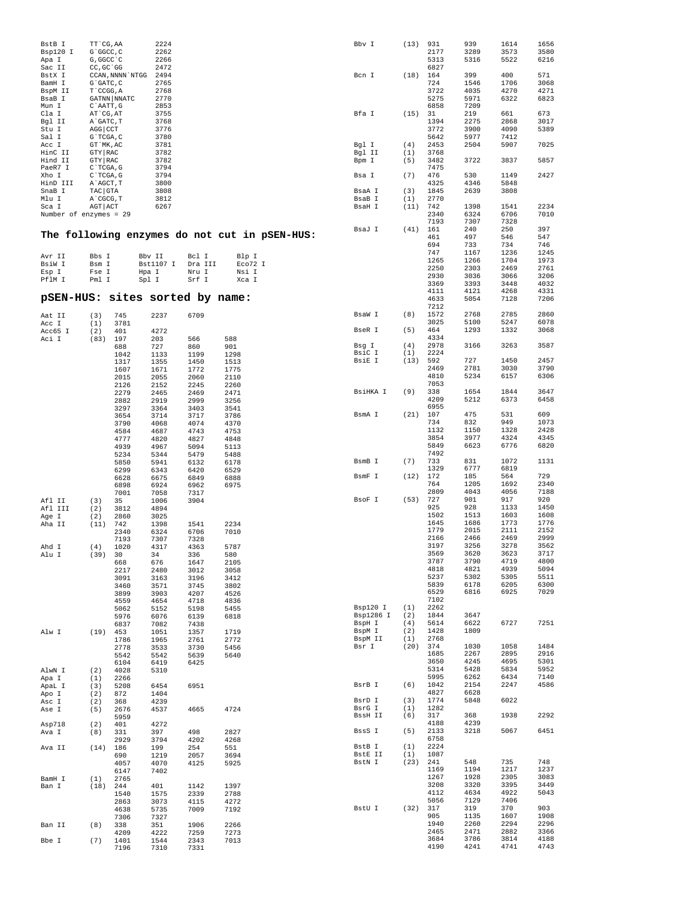```
BstB I     TT`CG,AA         2224
Bsp120 I   G`GGCC,C         2262
Apa I      G,GGCC`C         2266
Sac II     CC,GC`GG         2472
BstX I     CCAN,NNNN`NTGG   2494
BamH I     G`GATC,C         2765
BspM II    T`CCGG,A         2768
BsaB I     GATNN|NNATC      2770
Mun I      C`AATT,G         2853
Cla I      AT`CG,AT         3755
Bgl II     A`GATC,T         3768
Stu I      AGG|CCT          3776
Sal I      G`TCGA,C         3780
Acc I      GT`MK,AC         3781
HinC II    GTY|RAC          3782
Hind II    GTY|RAC          3782
PaeR7 I    C`TCGA,G         3794
Xho I      C`TCGA,G         3794
HinD III   A`AGCT,T         3800
SnaB I     TAC|GTA          3808
Mlu I      A`CGCG,T         3812
Sca I      AGT|ACT          6267
Number of enzymes = 29
```

## The following enzymes do not cut in pSEN-HUS:

```
Avr II     Bbs I      Bbv II     Bcl I      Blp I
BsiW I     Bsm I      Bst1107 I  Dra III    Eco72 I
Esp I      Fse I      Hpa I      Nru I      Nsi I
PflM I     Pml I      Spl I      Srf I      Xca I
```

## pSEN-HUS: sites sorted by name:

```
Aat II     (3)   745    2237   6709
Acc I      (1)   3781
Acc65 I    (2)   401    4272
Aci I      (83)  197    203    566    588
                 688    727    860    901
                 1042   1133   1199   1298
                 1317   1355   1450   1513
                 1607   1671   1772   1775
                 2015   2055   2060   2110
                 2126   2152   2245   2260
                 2279   2465   2469   2471
                 2882   2919   2999   3256
                 3297   3364   3403   3541
                 3654   3714   3717   3786
                 3790   4068   4074   4370
                 4584   4687   4743   4753
                 4777   4820   4827   4848
                 4939   4967   5094   5113
                 5234   5344   5479   5488
                 5850   5941   6132   6178
                 6299   6343   6420   6529
                 6628   6675   6849   6888
                 6898   6924   6962   6975
                 7001   7058   7317
Afl II     (3)   35     1006   3904
Afl III    (2)   3812   4894
Age I      (2)   2860   3025
Aha II     (11)  742    1398   1541   2234
                 2340   6324   6706   7010
                 7193   7307   7328
Ahd I      (4)   1020   4317   4363   5787
Alu I      (39)  30     34     336    580
                 668    676    1647   2105
                 2217   2480   3012   3058
                 3091   3163   3196   3412
                 3460   3571   3745   3802
                 3899   3903   4207   4526
                 4559   4654   4718   4836
                 5062   5152   5198   5455
                 5976   6076   6139   6818
                 6837   7082   7438
Alw I      (19)  453    1051   1357   1719
                 1786   1965   2761   2772
                 2778   3533   3730   5456
                 5542   5542   5639   5640
                 6104   6419   6425
AlwN I     (2)   4028   5310
Apa I      (1)   2266
ApaL I     (3)   5208   6454   6951
Apo I      (2)   872    1404
Asc I      (2)   368    4239
Ase I      (5)   2676   4537   4665   4724
                 5959
Asp718     (2)   401    4272
Ava I      (8)   331    397    498    2827
                 2929   3794   4202   4268
Ava II     (14)  186    199    254    551
                 690    1219   2057   3694
                 4057   4070   4125   5925
                 6147   7402
BamH I     (1)   2765
Ban I      (18)  244    401    1142   1397
                 1540   1575   2339   2788
                 2863   3073   4115   4272
                 4638   5735   7009   7192
                 7306   7327
Ban II     (8)   338    351    1906   2266
                 4209   4222   7259   7273
Bbe I      (7)   1401   1544   2343   7013
                 7196   7310   7331
Bbv I      (13)  931    939    1614   1656
                 2177   3289   3573   3580
                 5313   5316   5522   6216
                 6827
Bcn I      (18)  164    399    400    571
                 724    1546   1706   3068
                 3722   4035   4270   4271
                 5275   5971   6322   6823
                 6858   7209
Bfa I      (15)  31     219    661    673
                 1394   2275   2868   3017
                 3772   3900   4090   5389
                 5642   5977   7412
Bgl I      (4)   2453   2504   5907   7025
Bgl II     (1)   3768
Bpm I      (5)   3482   3722   3837   5857
                 7475
Bsa I      (7)   476    530    1149   2427
                 4325   4346   5848
BsaA I     (3)   1845   2639   3808
BsaB I     (1)   2770
BsaH I     (11)  742    1398   1541   2234
                 2340   6324   6706   7010
                 7193   7307   7328
BsaJ I     (41)  161    240    250    397
                 461    497    546    547
                 694    733    734    746
                 747    1167   1236   1245
                 1265   1266   1704   1973
                 2250   2303   2469   2761
                 2930   3036   3066   3206
                 3369   3393   3448   4032
                 4111   4121   4268   4331
                 4633   5054   7128   7206
                 7212
BsaW I     (8)   1572   2768   2785   2860
                 3025   5100   5247   6078
BseR I     (5)   464    1293   1332   3068
                 4334
Bsg I      (4)   2978   3166   3263   3587
BsiC I     (1)   2224
BsiE I     (13)  592    727    1450   2457
                 2469   2781   3030   3790
                 4810   5234   6157   6306
                 7053
BsiHKA I   (9)   338    1654   1844   3647
                 4209   5212   6373   6458
                 6955
BsmA I     (21)  107    475    531    609
                 734    832    949    1073
                 1132   1150   1328   2428
                 3854   3977   4324   4345
                 5849   6623   6776   6820
                 7492
BsmB I     (7)   733    831    1072   1131
                 1329   6777   6819
BsmF I     (12)  172    185    564    729
                 764    1205   1692   2340
                 2809   4043   4056   7188
BsoF I     (53)  727    901    917    920
                 925    928    1133   1450
                 1502   1513   1603   1608
                 1645   1686   1773   1776
                 1779   2015   2111   2152
                 2166   2466   2469   2999
                 3197   3256   3278   3562
                 3569   3620   3623   3717
                 3787   3790   4719   4800
                 4818   4821   4939   5094
                 5237   5302   5305   5511
                 5839   6178   6205   6300
                 6529   6816   6925   7029
                 7102
Bsp120 I   (1)   2262
Bsp1286 I  (2)   1844   3647
BspH I     (4)   5614   6622   6727   7251
BspM I     (2)   1428   1809
BspM II    (1)   2768
Bsr I      (20)  374    1030   1058   1484
                 1685   2267   2895   2916
                 3650   4245   4695   5301
                 5314   5428   5834   5952
                 5995   6262   6434   7140
BsrB I     (6)   1042   2154   2247   4586
                 4827   6628
BsrD I     (3)   1774   5848   6022
BsrG I     (1)   1282
BssH II    (6)   317    368    1938   2292
                 4188   4239
BssS I     (5)   2133   3218   5067   6451
                 6758
BstB I     (1)   2224
BstE II    (1)   1087
BstN I     (23)  241    548    735    748
                 1169   1194   1217   1237
                 1267   1928   2305   3083
                 3208   3320   3395   3449
                 4112   4634   4922   5043
                 5056   7129   7406
BstU I     (32)  317    319    370    903
                 905    1135   1607   1908
                 1940   2260   2294   2296
                 2465   2471   2882   3366
                 3684   3786   3814   4188
                 4190   4241   4741   4743
```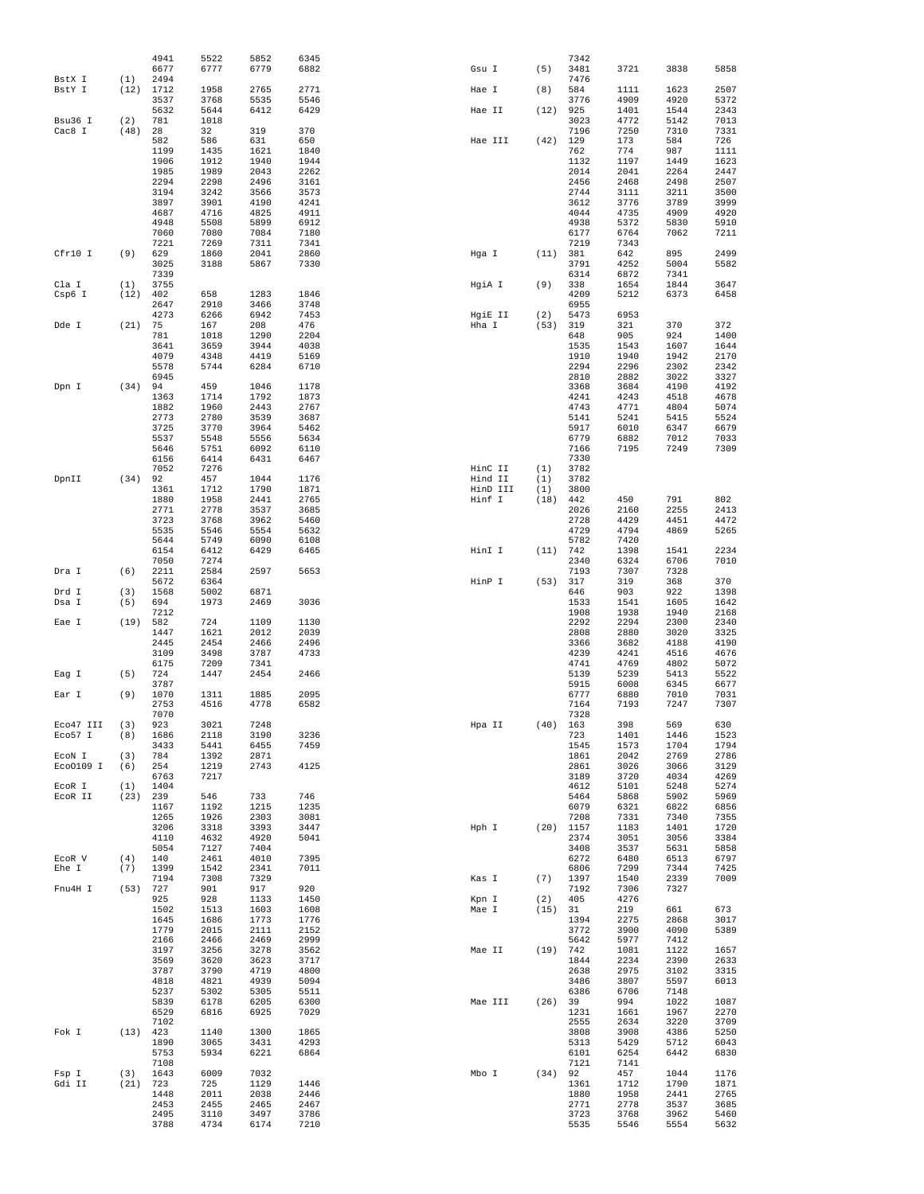| Enzyme | Count | Positions | | | |
|---|---|---|---|---|---|
| | | 4941 | 5522 | 5852 | 6345 |
| | | 6677 | 6777 | 6779 | 6882 |
| BstX I | (1) | 2494 | | | |
| BstY I | (12) | 1712 | 1958 | 2765 | 2771 |
| | | 3537 | 3768 | 5535 | 5546 |
| | | 5632 | 5644 | 6412 | 6429 |
| Bsu36 I | (2) | 781 | 1018 | | |
| Cac8 I | (48) | 28 | 32 | 319 | 370 |
| | | 582 | 586 | 631 | 650 |
| | | 1199 | 1435 | 1621 | 1840 |
| | | 1906 | 1912 | 1940 | 1944 |
| | | 1985 | 1989 | 2043 | 2262 |
| | | 2294 | 2298 | 2496 | 3161 |
| | | 3194 | 3242 | 3566 | 3573 |
| | | 3897 | 3901 | 4190 | 4241 |
| | | 4687 | 4716 | 4825 | 4911 |
| | | 4948 | 5508 | 5899 | 6912 |
| | | 7060 | 7080 | 7084 | 7180 |
| | | 7221 | 7269 | 7311 | 7341 |
| Cfr10 I | (9) | 629 | 1860 | 2041 | 2860 |
| | | 3025 | 3188 | 5867 | 7330 |
| | | 7339 | | | |
| Cla I | (1) | 3755 | | | |
| Csp6 I | (12) | 402 | 658 | 1283 | 1846 |
| | | 2647 | 2910 | 3466 | 3748 |
| | | 4273 | 6266 | 6942 | 7453 |
| Dde I | (21) | 75 | 167 | 208 | 476 |
| | | 781 | 1018 | 1290 | 2204 |
| | | 3641 | 3659 | 3944 | 4038 |
| | | 4079 | 4348 | 4419 | 5169 |
| | | 5578 | 5744 | 6284 | 6710 |
| | | 6945 | | | |
| Dpn I | (34) | 94 | 459 | 1046 | 1178 |
| | | 1363 | 1714 | 1792 | 1873 |
| | | 1882 | 1960 | 2443 | 2767 |
| | | 2773 | 2780 | 3539 | 3687 |
| | | 3725 | 3770 | 3964 | 5462 |
| | | 5537 | 5548 | 5556 | 5634 |
| | | 5646 | 5751 | 6092 | 6110 |
| | | 6156 | 6414 | 6431 | 6467 |
| | | 7052 | 7276 | | |
| DpnII | (34) | 92 | 457 | 1044 | 1176 |
| | | 1361 | 1712 | 1790 | 1871 |
| | | 1880 | 1958 | 2441 | 2765 |
| | | 2771 | 2778 | 3537 | 3685 |
| | | 3723 | 3768 | 3962 | 5460 |
| | | 5535 | 5546 | 5554 | 5632 |
| | | 5644 | 5749 | 6090 | 6108 |
| | | 6154 | 6412 | 6429 | 6465 |
| | | 7050 | 7274 | | |
| Dra I | (6) | 2211 | 2584 | 2597 | 5653 |
| | | 5672 | 6364 | | |
| Drd I | (3) | 1568 | 5002 | 6871 | |
| Dsa I | (5) | 694 | 1973 | 2469 | 3036 |
| | | 7212 | | | |
| Eae I | (19) | 582 | 724 | 1109 | 1130 |
| | | 1447 | 1621 | 2012 | 2039 |
| | | 2445 | 2454 | 2466 | 2496 |
| | | 3109 | 3498 | 3787 | 4733 |
| | | 6175 | 7209 | 7341 | |
| Eag I | (5) | 724 | 1447 | 2454 | 2466 |
| | | 3787 | | | |
| Ear I | (9) | 1070 | 1311 | 1885 | 2095 |
| | | 2753 | 4516 | 4778 | 6582 |
| | | 7070 | | | |
| Eco47 III | (3) | 923 | 3021 | 7248 | |
| Eco57 I | (8) | 1686 | 2118 | 3190 | 3236 |
| | | 3433 | 5441 | 6455 | 7459 |
| EcoN I | (3) | 784 | 1392 | 2871 | |
| EcoO109 I | (6) | 254 | 1219 | 2743 | 4125 |
| | | 6763 | 7217 | | |
| EcoR I | (1) | 1404 | | | |
| EcoR II | (23) | 239 | 546 | 733 | 746 |
| | | 1167 | 1192 | 1215 | 1235 |
| | | 1265 | 1926 | 2303 | 3081 |
| | | 3206 | 3318 | 3393 | 3447 |
| | | 4110 | 4632 | 4920 | 5041 |
| | | 5054 | 7127 | 7404 | |
| EcoR V | (4) | 140 | 2461 | 4010 | 7395 |
| Ehe I | (7) | 1399 | 1542 | 2341 | 7011 |
| | | 7194 | 7308 | 7329 | |
| Fnu4H I | (53) | 727 | 901 | 917 | 920 |
| | | 925 | 928 | 1133 | 1450 |
| | | 1502 | 1513 | 1603 | 1608 |
| | | 1645 | 1686 | 1773 | 1776 |
| | | 1779 | 2015 | 2111 | 2152 |
| | | 2166 | 2466 | 2469 | 2999 |
| | | 3197 | 3256 | 3278 | 3562 |
| | | 3569 | 3620 | 3623 | 3717 |
| | | 3787 | 3790 | 4719 | 4800 |
| | | 4818 | 4821 | 4939 | 5094 |
| | | 5237 | 5302 | 5305 | 5511 |
| | | 5839 | 6178 | 6205 | 6300 |
| | | 6529 | 6816 | 6925 | 7029 |
| | | 7102 | | | |
| Fok I | (13) | 423 | 1140 | 1300 | 1865 |
| | | 1890 | 3065 | 3431 | 4293 |
| | | 5753 | 5934 | 6221 | 6864 |
| | | 7108 | | | |
| Fsp I | (3) | 1643 | 6009 | 7032 | |
| Gdi II | (21) | 723 | 725 | 1129 | 1446 |
| | | 1448 | 2011 | 2038 | 2446 |
| | | 2453 | 2455 | 2465 | 2467 |
| | | 2495 | 3110 | 3497 | 3786 |
| | | 3788 | 4734 | 6174 | 7210 |
| | | 7342 | | | |
| Gsu I | (5) | 3481 | 3721 | 3838 | 5858 |
| | | 7476 | | | |
| Hae I | (8) | 584 | 1111 | 1623 | 2507 |
| | | 3776 | 4909 | 4920 | 5372 |
| Hae II | (12) | 925 | 1401 | 1544 | 2343 |
| | | 3023 | 4772 | 5142 | 7013 |
| | | 7196 | 7250 | 7310 | 7331 |
| Hae III | (42) | 129 | 173 | 584 | 726 |
| | | 762 | 774 | 987 | 1111 |
| | | 1132 | 1197 | 1449 | 1623 |
| | | 2014 | 2041 | 2264 | 2447 |
| | | 2456 | 2468 | 2498 | 2507 |
| | | 2744 | 3111 | 3211 | 3500 |
| | | 3612 | 3776 | 3789 | 3999 |
| | | 4044 | 4735 | 4909 | 4920 |
| | | 4938 | 5372 | 5830 | 5910 |
| | | 6177 | 6764 | 7062 | 7211 |
| | | 7219 | 7343 | | |
| Hga I | (11) | 381 | 642 | 895 | 2499 |
| | | 3791 | 4252 | 5004 | 5582 |
| | | 6314 | 6872 | 7341 | |
| HgiA I | (9) | 338 | 1654 | 1844 | 3647 |
| | | 4209 | 5212 | 6373 | 6458 |
| | | 6955 | | | |
| HgiE II | (2) | 5473 | 6953 | | |
| Hha I | (53) | 319 | 321 | 370 | 372 |
| | | 648 | 905 | 924 | 1400 |
| | | 1535 | 1543 | 1607 | 1644 |
| | | 1910 | 1940 | 1942 | 2170 |
| | | 2294 | 2296 | 2302 | 2342 |
| | | 2810 | 2882 | 3022 | 3327 |
| | | 3368 | 3684 | 4190 | 4192 |
| | | 4241 | 4243 | 4518 | 4678 |
| | | 4743 | 4771 | 4804 | 5074 |
| | | 5141 | 5241 | 5415 | 5524 |
| | | 5917 | 6010 | 6347 | 6679 |
| | | 6779 | 6882 | 7012 | 7033 |
| | | 7166 | 7195 | 7249 | 7309 |
| | | 7330 | | | |
| HinC II | (1) | 3782 | | | |
| Hind II | (1) | 3782 | | | |
| HinD III | (1) | 3800 | | | |
| Hinf I | (18) | 442 | 450 | 791 | 802 |
| | | 2026 | 2160 | 2255 | 2413 |
| | | 2728 | 4429 | 4451 | 4472 |
| | | 4729 | 4794 | 4869 | 5265 |
| | | 5782 | 7420 | | |
| HinI I | (11) | 742 | 1398 | 1541 | 2234 |
| | | 2340 | 6324 | 6706 | 7010 |
| | | 7193 | 7307 | 7328 | |
| HinP I | (53) | 317 | 319 | 368 | 370 |
| | | 646 | 903 | 922 | 1398 |
| | | 1533 | 1541 | 1605 | 1642 |
| | | 1908 | 1938 | 1940 | 2168 |
| | | 2292 | 2294 | 2300 | 2340 |
| | | 2808 | 2880 | 3020 | 3325 |
| | | 3366 | 3682 | 4188 | 4190 |
| | | 4239 | 4241 | 4516 | 4676 |
| | | 4741 | 4769 | 4802 | 5072 |
| | | 5139 | 5239 | 5413 | 5522 |
| | | 5915 | 6008 | 6345 | 6677 |
| | | 6777 | 6880 | 7010 | 7031 |
| | | 7164 | 7193 | 7247 | 7307 |
| | | 7328 | | | |
| Hpa II | (40) | 163 | 398 | 569 | 630 |
| | | 723 | 1401 | 1446 | 1523 |
| | | 1545 | 1573 | 1704 | 1794 |
| | | 1861 | 2042 | 2769 | 2786 |
| | | 2861 | 3026 | 3066 | 3129 |
| | | 3189 | 3720 | 4034 | 4269 |
| | | 4612 | 5101 | 5248 | 5274 |
| | | 5464 | 5868 | 5902 | 5969 |
| | | 6079 | 6321 | 6822 | 6856 |
| | | 7208 | 7331 | 7340 | 7355 |
| Hph I | (20) | 1157 | 1183 | 1401 | 1720 |
| | | 2374 | 3051 | 3056 | 3384 |
| | | 3408 | 3537 | 5631 | 5858 |
| | | 6272 | 6480 | 6513 | 6797 |
| | | 6806 | 7299 | 7344 | 7425 |
| Kas I | (7) | 1397 | 1540 | 2339 | 7009 |
| | | 7192 | 7306 | 7327 | |
| Kpn I | (2) | 405 | 4276 | | |
| Mae I | (15) | 31 | 219 | 661 | 673 |
| | | 1394 | 2275 | 2868 | 3017 |
| | | 3772 | 3900 | 4090 | 5389 |
| | | 5642 | 5977 | 7412 | |
| Mae II | (19) | 742 | 1081 | 1122 | 1657 |
| | | 1844 | 2234 | 2390 | 2633 |
| | | 2638 | 2975 | 3102 | 3315 |
| | | 3486 | 3807 | 5597 | 6013 |
| | | 6386 | 6706 | 7148 | |
| Mae III | (26) | 39 | 994 | 1022 | 1087 |
| | | 1231 | 1661 | 1967 | 2270 |
| | | 2555 | 2634 | 3220 | 3709 |
| | | 3808 | 3908 | 4386 | 5250 |
| | | 5313 | 5429 | 5712 | 6043 |
| | | 6101 | 6254 | 6442 | 6830 |
| | | 7121 | 7141 | | |
| Mbo I | (34) | 92 | 457 | 1044 | 1176 |
| | | 1361 | 1712 | 1790 | 1871 |
| | | 1880 | 1958 | 2441 | 2765 |
| | | 2771 | 2778 | 3537 | 3685 |
| | | 3723 | 3768 | 3962 | 5460 |
| | | 5535 | 5546 | 5554 | 5632 |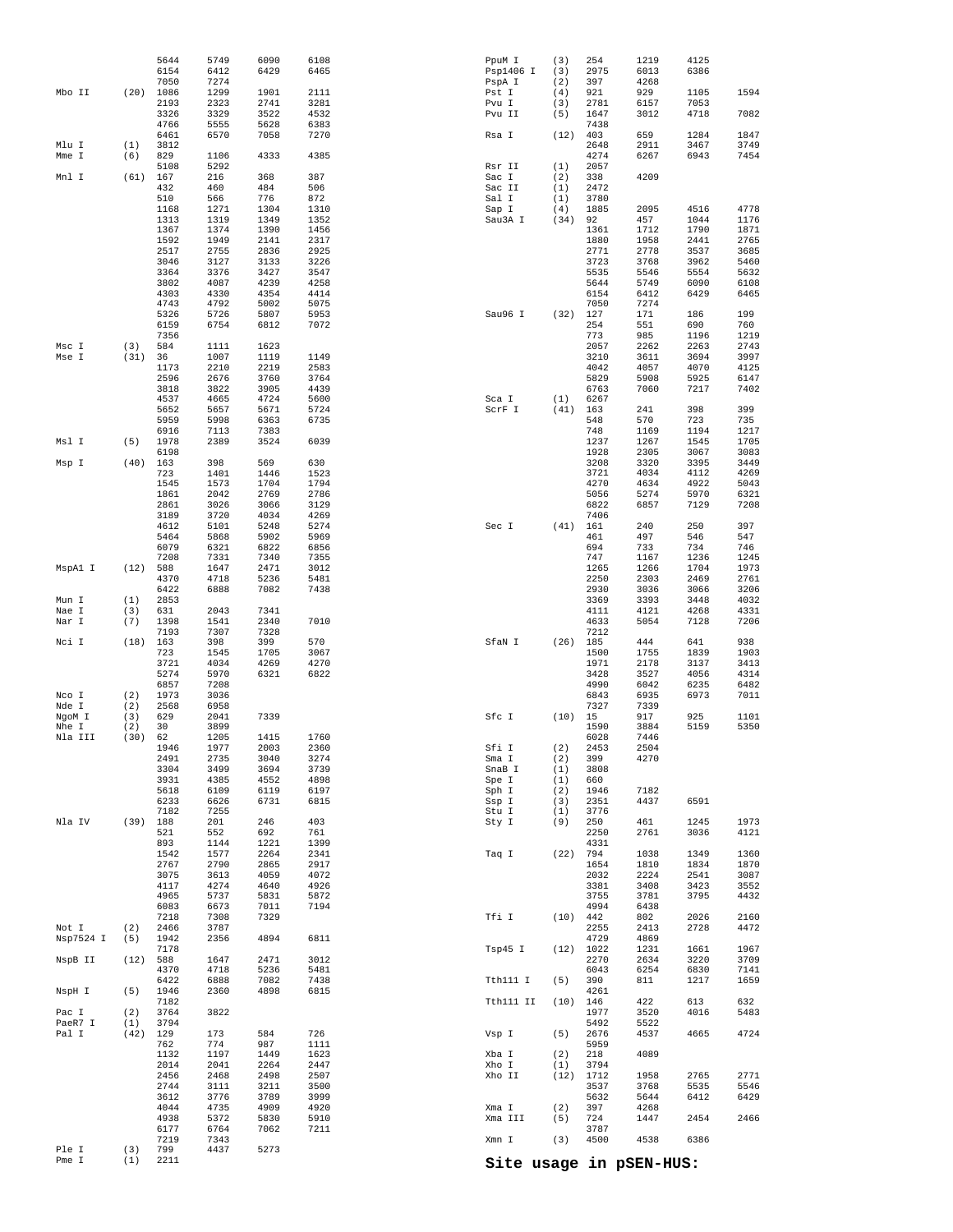| Enzyme | Sites | Positions | | | |
|---|---|---|---|---|---|
| | | 5644 | 5749 | 6090 | 6108 |
| | | 6154 | 6412 | 6429 | 6465 |
| | | 7050 | 7274 | | |
| Mbo II | (20) | 1086 | 1299 | 1901 | 2111 |
| | | 2193 | 2323 | 2741 | 3281 |
| | | 3326 | 3329 | 3522 | 4532 |
| | | 4766 | 5555 | 5628 | 6383 |
| | | 6461 | 6570 | 7058 | 7270 |
| Mlu I | (1) | 3812 | | | |
| Mme I | (6) | 829 | 1106 | 4333 | 4385 |
| | | 5108 | 5292 | | |
| Mnl I | (61) | 167 | 216 | 368 | 387 |
| | | 432 | 460 | 484 | 506 |
| | | 510 | 566 | 776 | 872 |
| | | 1168 | 1271 | 1304 | 1310 |
| | | 1313 | 1319 | 1349 | 1352 |
| | | 1367 | 1374 | 1390 | 1456 |
| | | 1592 | 1949 | 2141 | 2317 |
| | | 2517 | 2755 | 2836 | 2925 |
| | | 3046 | 3127 | 3133 | 3226 |
| | | 3364 | 3376 | 3427 | 3547 |
| | | 3802 | 4087 | 4239 | 4258 |
| | | 4303 | 4330 | 4354 | 4414 |
| | | 4743 | 4792 | 5002 | 5075 |
| | | 5326 | 5726 | 5807 | 5953 |
| | | 6159 | 6754 | 6812 | 7072 |
| | | 7356 | | | |
| Msc I | (3) | 584 | 1111 | 1623 | |
| Mse I | (31) | 36 | 1007 | 1119 | 1149 |
| | | 1173 | 2210 | 2219 | 2583 |
| | | 2596 | 2676 | 3760 | 3764 |
| | | 3818 | 3822 | 3905 | 4439 |
| | | 4537 | 4665 | 4724 | 5600 |
| | | 5652 | 5657 | 5671 | 5724 |
| | | 5959 | 5998 | 6363 | 6735 |
| | | 6916 | 7113 | 7383 | |
| Msl I | (5) | 1978 | 2389 | 3524 | 6039 |
| | | 6198 | | | |
| Msp I | (40) | 163 | 398 | 569 | 630 |
| | | 723 | 1401 | 1446 | 1523 |
| | | 1545 | 1573 | 1704 | 1794 |
| | | 1861 | 2042 | 2769 | 2786 |
| | | 2861 | 3026 | 3066 | 3129 |
| | | 3189 | 3720 | 4034 | 4269 |
| | | 4612 | 5101 | 5248 | 5274 |
| | | 5464 | 5868 | 5902 | 5969 |
| | | 6079 | 6321 | 6822 | 6856 |
| | | 7208 | 7331 | 7340 | 7355 |
| MspA1 I | (12) | 588 | 1647 | 2471 | 3012 |
| | | 4370 | 4718 | 5236 | 5481 |
| | | 6422 | 6888 | 7082 | 7438 |
| Mun I | (1) | 2853 | | | |
| Nae I | (3) | 631 | 2043 | 7341 | |
| Nar I | (7) | 1398 | 1541 | 2340 | 7010 |
| | | 7193 | 7307 | 7328 | |
| Nci I | (18) | 163 | 398 | 399 | 570 |
| | | 723 | 1545 | 1705 | 3067 |
| | | 3721 | 4034 | 4269 | 4270 |
| | | 5274 | 5970 | 6321 | 6822 |
| | | 6857 | 7208 | | |
| Nco I | (2) | 1973 | 3036 | | |
| Nde I | (2) | 2568 | 6958 | | |
| NgoM I | (3) | 629 | 2041 | 7339 | |
| Nhe I | (2) | 30 | 3899 | | |
| Nla III | (30) | 62 | 1205 | 1415 | 1760 |
| | | 1946 | 1977 | 2003 | 2360 |
| | | 2491 | 2735 | 3040 | 3274 |
| | | 3304 | 3499 | 3694 | 3739 |
| | | 3931 | 4385 | 4552 | 4898 |
| | | 5618 | 6109 | 6119 | 6197 |
| | | 6233 | 6626 | 6731 | 6815 |
| | | 7182 | 7255 | | |
| Nla IV | (39) | 188 | 201 | 246 | 403 |
| | | 521 | 552 | 692 | 761 |
| | | 893 | 1144 | 1221 | 1399 |
| | | 1542 | 1577 | 2264 | 2341 |
| | | 2767 | 2790 | 2865 | 2917 |
| | | 3075 | 3613 | 4059 | 4072 |
| | | 4117 | 4274 | 4640 | 4926 |
| | | 4965 | 5737 | 5831 | 5872 |
| | | 6083 | 6673 | 7011 | 7194 |
| | | 7218 | 7308 | 7329 | |
| Not I | (2) | 2466 | 3787 | | |
| Nsp7524 I | (5) | 1942 | 2356 | 4894 | 6811 |
| | | 7178 | | | |
| NspB II | (12) | 588 | 1647 | 2471 | 3012 |
| | | 4370 | 4718 | 5236 | 5481 |
| | | 6422 | 6888 | 7082 | 7438 |
| NspH I | (5) | 1946 | 2360 | 4898 | 6815 |
| | | 7182 | | | |
| Pac I | (2) | 3764 | 3822 | | |
| PaeR7 I | (1) | 3794 | | | |
| Pal I | (42) | 129 | 173 | 584 | 726 |
| | | 762 | 774 | 987 | 1111 |
| | | 1132 | 1197 | 1449 | 1623 |
| | | 2014 | 2041 | 2264 | 2447 |
| | | 2456 | 2468 | 2498 | 2507 |
| | | 2744 | 3111 | 3211 | 3500 |
| | | 3612 | 3776 | 3789 | 3999 |
| | | 4044 | 4735 | 4909 | 4920 |
| | | 4938 | 5372 | 5830 | 5910 |
| | | 6177 | 6764 | 7062 | 7211 |
| | | 7219 | 7343 | | |
| Ple I | (3) | 799 | 4437 | 5273 | |
| Pme I | (1) | 2211 | | | |
| PpuM I | (3) | 254 | 1219 | 4125 | |
| Psp1406 I | (3) | 2975 | 6013 | 6386 | |
| PspA I | (2) | 397 | 4268 | | |
| Pst I | (4) | 921 | 929 | 1105 | 1594 |
| Pvu I | (3) | 2781 | 6157 | 7053 | |
| Pvu II | (5) | 1647 | 3012 | 4718 | 7082 |
| | | 7438 | | | |
| Rsa I | (12) | 403 | 659 | 1284 | 1847 |
| | | 2648 | 2911 | 3467 | 3749 |
| | | 4274 | 6267 | 6943 | 7454 |
| Rsr II | (1) | 2057 | | | |
| Sac I | (2) | 338 | 4209 | | |
| Sac II | (1) | 2472 | | | |
| Sal I | (1) | 3780 | | | |
| Sap I | (4) | 1885 | 2095 | 4516 | 4778 |
| Sau3A I | (34) | 92 | 457 | 1044 | 1176 |
| | | 1361 | 1712 | 1790 | 1871 |
| | | 1880 | 1958 | 2441 | 2765 |
| | | 2771 | 2778 | 3537 | 3685 |
| | | 3723 | 3768 | 3962 | 5460 |
| | | 5535 | 5546 | 5554 | 5632 |
| | | 5644 | 5749 | 6090 | 6108 |
| | | 6154 | 6412 | 6429 | 6465 |
| | | 7050 | 7274 | | |
| Sau96 I | (32) | 127 | 171 | 186 | 199 |
| | | 254 | 551 | 690 | 760 |
| | | 773 | 985 | 1196 | 1219 |
| | | 2057 | 2262 | 2263 | 2743 |
| | | 3210 | 3611 | 3694 | 3997 |
| | | 4042 | 4057 | 4070 | 4125 |
| | | 5829 | 5908 | 5925 | 6147 |
| | | 6763 | 7060 | 7217 | 7402 |
| Sca I | (1) | 6267 | | | |
| ScrF I | (41) | 163 | 241 | 398 | 399 |
| | | 548 | 570 | 723 | 735 |
| | | 748 | 1169 | 1194 | 1217 |
| | | 1237 | 1267 | 1545 | 1705 |
| | | 1928 | 2305 | 3067 | 3083 |
| | | 3208 | 3320 | 3395 | 3449 |
| | | 3721 | 4034 | 4112 | 4269 |
| | | 4270 | 4634 | 4922 | 5043 |
| | | 5056 | 5274 | 5970 | 6321 |
| | | 6822 | 6857 | 7129 | 7208 |
| | | 7406 | | | |
| Sec I | (41) | 161 | 240 | 250 | 397 |
| | | 461 | 497 | 546 | 547 |
| | | 694 | 733 | 734 | 746 |
| | | 747 | 1167 | 1236 | 1245 |
| | | 1265 | 1266 | 1704 | 1973 |
| | | 2250 | 2303 | 2469 | 2761 |
| | | 2930 | 3036 | 3066 | 3206 |
| | | 3369 | 3393 | 3448 | 4032 |
| | | 4111 | 4121 | 4268 | 4331 |
| | | 4633 | 5054 | 7128 | 7206 |
| | | 7212 | | | |
| SfaN I | (26) | 185 | 444 | 641 | 938 |
| | | 1500 | 1755 | 1839 | 1903 |
| | | 1971 | 2178 | 3137 | 3413 |
| | | 3428 | 3527 | 4056 | 4314 |
| | | 4990 | 6042 | 6235 | 6482 |
| | | 6843 | 6935 | 6973 | 7011 |
| | | 7327 | 7339 | | |
| Sfc I | (10) | 15 | 917 | 925 | 1101 |
| | | 1590 | 3884 | 5159 | 5350 |
| | | 6028 | 7446 | | |
| Sfi I | (2) | 2453 | 2504 | | |
| Sma I | (2) | 399 | 4270 | | |
| SnaB I | (1) | 3808 | | | |
| Spe I | (1) | 660 | | | |
| Sph I | (2) | 1946 | 7182 | | |
| Ssp I | (3) | 2351 | 4437 | 6591 | |
| Stu I | (1) | 3776 | | | |
| Sty I | (9) | 250 | 461 | 1245 | 1973 |
| | | 2250 | 2761 | 3036 | 4121 |
| | | 4331 | | | |
| Taq I | (22) | 794 | 1038 | 1349 | 1360 |
| | | 1654 | 1810 | 1834 | 1870 |
| | | 2032 | 2224 | 2541 | 3087 |
| | | 3381 | 3408 | 3423 | 3552 |
| | | 3755 | 3781 | 3795 | 4432 |
| | | 4994 | 6438 | | |
| Tfi I | (10) | 442 | 802 | 2026 | 2160 |
| | | 2255 | 2413 | 2728 | 4472 |
| | | 4729 | 4869 | | |
| Tsp45 I | (12) | 1022 | 1231 | 1661 | 1967 |
| | | 2270 | 2634 | 3220 | 3709 |
| | | 6043 | 6254 | 6830 | 7141 |
| Tth111 I | (5) | 390 | 811 | 1217 | 1659 |
| | | 4261 | | | |
| Tth111 II | (10) | 146 | 422 | 613 | 632 |
| | | 1977 | 3520 | 4016 | 5483 |
| | | 5492 | 5522 | | |
| Vsp I | (5) | 2676 | 4537 | 4665 | 4724 |
| | | 5959 | | | |
| Xba I | (2) | 218 | 4089 | | |
| Xho I | (1) | 3794 | | | |
| Xho II | (12) | 1712 | 1958 | 2765 | 2771 |
| | | 3537 | 3768 | 5535 | 5546 |
| | | 5632 | 5644 | 6412 | 6429 |
| Xma I | (2) | 397 | 4268 | | |
| Xma III | (5) | 724 | 1447 | 2454 | 2466 |
| | | 3787 | | | |
| Xmn I | (3) | 4500 | 4538 | 6386 | |

## Site usage in pSEN-HUS: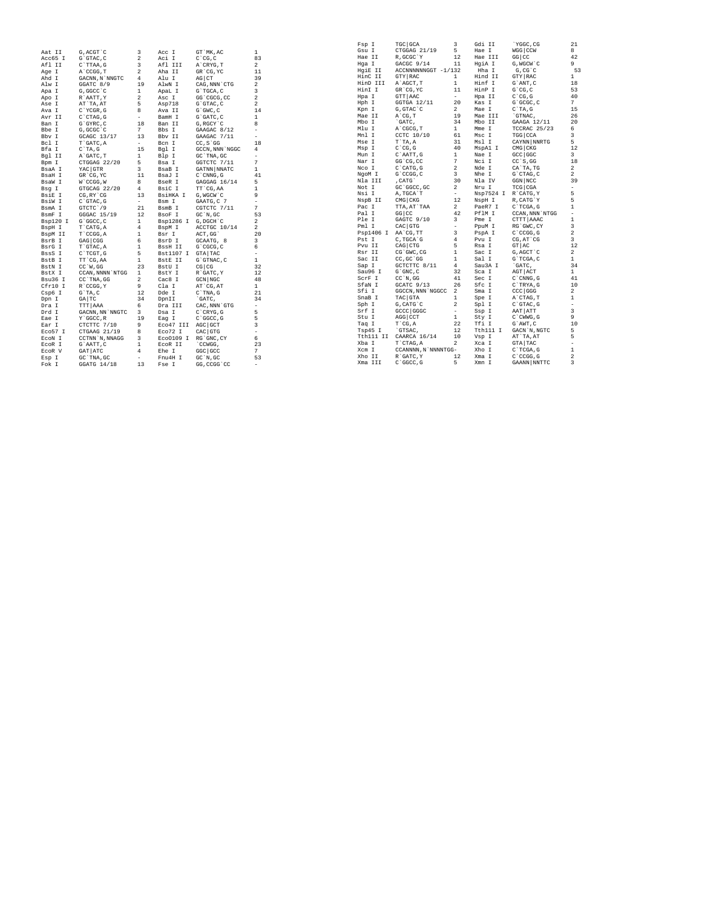| | | | | | |
|---|---|---|---|---|---|
| Aat II | G,ACGT`C | 3 | Acc I | GT`MK,AC | 1 |
| Acc65 I | G`GTAC,C | 2 | Aci I | C`CG,C | 83 |
| Afl II | C`TTAA,G | 3 | Afl III | A`CRYG,T | 2 |
| Age I | A`CCGG,T | 2 | Aha II | GR`CG,YC | 11 |
| Ahd I | GACNN,N`NNGTC | 4 | Alu I | AG\|CT | 39 |
| Alw I | GGATC 8/9 | 19 | AlwN I | CAG,NNN`CTG | 2 |
| Apa I | G,GGCC`C | 1 | ApaL I | G`TGCA,C | 3 |
| Apo I | R`AATT,Y | 2 | Asc I | GG`CGCG,CC | 2 |
| Ase I | AT`TA,AT | 5 | Asp718 | G`GTAC,C | 2 |
| Ava I | C`YCGR,G | 8 | Ava II | G`GWC,C | 14 |
| Avr II | C`CTAG,G | - | BamH I | G`GATC,C | 1 |
| Ban I | G`GYRC,C | 18 | Ban II | G,RGCY`C | 8 |
| Bbe I | G,GCGC`C | 7 | Bbs I | GAAGAC 8/12 | - |
| Bbv I | GCAGC 13/17 | 13 | Bbv II | GAAGAC 7/11 | - |
| Bcl I | T`GATC,A | - | Bcn I | CC,S`GG | 18 |
| Bfa I | C`TA,G | 15 | Bgl I | GCCN,NNN`NGGC | 4 |
| Bgl II | A`GATC,T | 1 | Blp I | GC`TNA,GC | - |
| Bpm I | CTGGAG 22/20 | 5 | Bsa I | GGTCTC 7/11 | 7 |
| BsaA I | YAC\|GTR | 3 | BsaB I | GATNN\|NNATC | 1 |
| BsaH I | GR`CG,YC | 11 | BsaJ I | C`CNNG,G | 41 |
| BsaW I | W`CCGG,W | 8 | BseR I | GAGGAG 16/14 | 5 |
| Bsg I | GTGCAG 22/20 | 4 | BsiC I | TT`CG,AA | 1 |
| BsiE I | CG,RY`CG | 13 | BsiHKA I | G,WGCW`C | 9 |
| BsiW I | C`GTAC,G | - | Bsm I | GAATG,C 7 | - |
| BsmA I | GTCTC`/9 | 21 | BsmB I | CGTCTC 7/11 | 7 |
| BsmF I | GGGAC 15/19 | 12 | BsoF I | GC`N,GC | 53 |
| Bsp120 I | G`GGCC,C | 1 | Bsp1286 I | G,DGCH`C | 2 |
| BspH I | T`CATG,A | 4 | BspM I | ACCTGC 10/14 | 2 |
| BspM II | T`CCGG,A | 1 | Bsr I | ACT,GG` | 20 |
| BsrB I | GAG\|CGG | 6 | BsrD I | GCAATG, 8 | 3 |
| BsrG I | T`GTAC,A | 1 | BssH II | G`CGCG,C | 6 |
| BssS I | C`TCGT,G | 5 | Bst1107 I | GTA\|TAC | - |
| BstB I | TT`CG,AA | 1 | BstE II | G`GTNAC,C | 1 |
| BstN I | CC`W,GG | 23 | BstU I | CG\|CG | 32 |
| BstX I | CCAN,NNNN`NTGG | 1 | BstY I | R`GATC,Y | 12 |
| Bsu36 I | CC`TNA,GG | 2 | Cac8 I | GCN\|NGC | 48 |
| Cfr10 I | R`CCGG,Y | 9 | Cla I | AT`CG,AT | 1 |
| Csp6 I | G`TA,C | 12 | Dde I | C`TNA,G | 21 |
| Dpn I | GA\|TC | 34 | DpnII | `GATC, | 34 |
| Dra I | TTT\|AAA | 6 | Dra III | CAC,NNN`GTG | - |
| Drd I | GACNN,NN`NNGTC | 3 | Dsa I | C`CRYG,G | 5 |
| Eae I | Y`GGCC,R | 19 | Eag I | C`GGCC,G | 5 |
| Ear I | CTCTTC 7/10 | 9 | Eco47 III | AGC\|GCT | 3 |
| Eco57 I | CTGAAG 21/19 | 8 | Eco72 I | CAC\|GTG | - |
| EcoN I | CCTNN`N,NNAGG | 3 | Eco0109 I | RG`GNC,CY | 6 |
| EcoR I | G`AATT,C | 1 | EcoR II | `CCWGG, | 23 |
| EcoR V | GAT\|ATC | 4 | Ehe I | GGC\|GCC | 7 |
| Esp I | GC`TNA,GC | - | Fnu4H I | GC`N,GC | 53 |
| Fok I | GGATG 14/18 | 13 | Fse I | GG,CCGG`CC | - |
| Fsp I | TGC\|GCA | 3 | Gdi II | `YGGC,CG | 21 |
| Gsu I | CTGGAG 21/19 | 5 | Hae I | WGG\|CCW | 8 |
| Hae II | R,GCGC`Y | 12 | Hae III | GG\|CC | 42 |
| Hga I | GACGC 9/14 | 11 | HgiA I | G,WGCW`C | 9 |
| HgiE II | ACCNNNNNNGGT -1/132 | | Hha I | G,CG`C | 53 |
| HinC II | GTY\|RAC | 1 | Hind II | GTY\|RAC | 1 |
| HinD III | A`AGCT,T | 1 | Hinf I | G`ANT,C | 18 |
| HinI I | GR`CG,YC | 11 | HinP I | G`CG,C | 53 |
| Hpa I | GTT\|AAC | - | Hpa II | C`CG,G | 40 |
| Hph I | GGTGA 12/11 | 20 | Kas I | G`GCGC,C | 7 |
| Kpn I | G,GTAC`C | 2 | Mae I | C`TA,G | 15 |
| Mae II | A`CG,T | 19 | Mae III | `GTNAC, | 26 |
| Mbo I | `GATC, | 34 | Mbo II | GAAGA 12/11 | 20 |
| Mlu I | A`CGCG,T | 1 | Mme I | TCCRAC 25/23 | 6 |
| Mnl I | CCTC 10/10 | 61 | Msc I | TGG\|CCA | 3 |
| Mse I | T`TA,A | 31 | Msl I | CAYNN\|NNRTG | 5 |
| Msp I | C`CG,G | 40 | MspA1 I | CMG\|CKG | 12 |
| Mun I | C`AATT,G | 1 | Nae I | GCC\|GGC | 3 |
| Nar I | GG`CG,CC | 7 | Nci I | CC`S,GG | 18 |
| Nco I | C`CATG,G | 2 | Nde I | CA`TA,TG | 2 |
| NgoM I | G`CCGG,C | 3 | Nhe I | G`CTAG,C | 2 |
| Nla III | ,CATG` | 30 | Nla IV | GGN\|NCC | 39 |
| Not I | GC`GGCC,GC | 2 | Nru I | TCG\|CGA | - |
| Nsi I | A,TGCA`T | - | Nsp7524 I | R`CATG,Y | 5 |
| NspB II | CMG\|CKG | 12 | NspH I | R,CATG`Y | 5 |
| Pac I | TTA,AT`TAA | 2 | PaeR7 I | C`TCGA,G | 1 |
| Pal I | GG\|CC | 42 | PflM I | CCAN,NNN`NTGG | - |
| Ple I | GAGTC 9/10 | 3 | Pme I | CTTT\|AAAC | 1 |
| Pml I | CAC\|GTG | - | PpuM I | RG`GWC,CY | 3 |
| Psp1406 I | AA`CG,TT | 3 | PspA I | C`CCGG,G | 2 |
| Pst I | C,TGCA`G | 4 | Pvu I | CG,AT`CG | 3 |
| Pvu II | CAG\|CTG | 5 | Rsa I | GT\|AC | 12 |
| Rsr II | CG`GWC,CG | 1 | Sac I | G,AGCT`C | 2 |
| Sac II | CC,GC`GG | 1 | Sal I | G`TCGA,C | 1 |
| Sap I | GCTCTTC 8/11 | 4 | Sau3A I | `GATC, | 34 |
| Sau96 I | G`GNC,C | 32 | Sca I | AGT\|ACT | 1 |
| ScrF I | CC`N,GG | 41 | Sec I | C`CNNG,G | 41 |
| SfaN I | GCATC 9/13 | 26 | Sfc I | C`TRYA,G | 10 |
| Sfi I | GGCCN,NNN`NGGCC | 2 | Sma I | CCC\|GGG | 2 |
| SnaB I | TAC\|GTA | 1 | Spe I | A`CTAG,T | 1 |
| Sph I | G,CATG`C | 2 | Spl I | C`GTAC,G | - |
| Srf I | GCCC\|GGGC | - | Ssp I | AAT\|ATT | 3 |
| Stu I | AGG\|CCT | 1 | Sty I | C`CWWG,G | 9 |
| Taq I | T`CG,A | 22 | Tfi I | G`AWT,C | 10 |
| Tsp45 I | `GTSAC, | 12 | Tth111 I | GACN`N,NGTC | 5 |
| Tth111 II | CAARCA 16/14 | 10 | Vsp I | AT`TA,AT | 5 |
| Xba I | T`CTAG,A | 2 | Xca I | GTA\|TAC | - |
| Xcm I | CCANNNN,N`NNNNTGG- | | Xho I | C`TCGA,G | 1 |
| Xho II | R`GATC,Y | 12 | Xma I | C`CCGG,G | 2 |
| Xma III | C`GGCC,G | 5 | Xmn I | GAANN\|NNTTC | 3 |